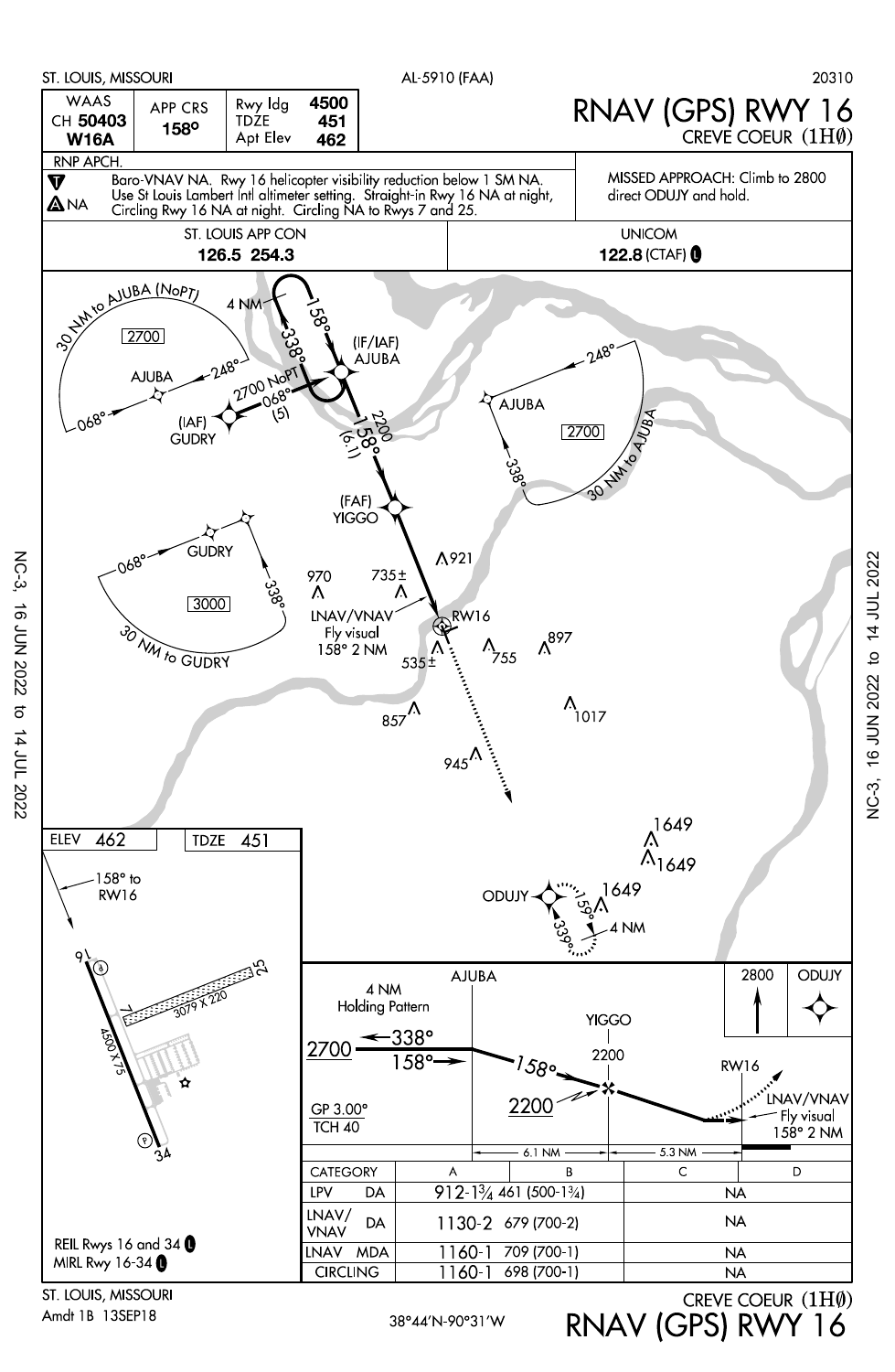ST. LOUIS, MISSOURI — AL-5910 (FAA) — 20310

# RNAV (GPS) RWY 16

CREVE COEUR (1H0)

| WAAS CH 50403 W16A | APP CRS 158° | Rwy ldg 4500 / TDZE 451 / Apt Elev 462 |
|---|---|---|

RNP APCH.

Baro-VNAV NA. Rwy 16 helicopter visibility reduction below 1 SM NA. Use St Louis Lambert Intl altimeter setting. Straight-in Rwy 16 NA at night, Circling Rwy 16 NA at night. Circling NA to Rwys 7 and 25.

A NA

MISSED APPROACH: Climb to 2800 direct ODUJY and hold.

| ST. LOUIS APP CON | UNICOM |
|---|---|
| 126.5 254.3 | 122.8 (CTAF) |

30 NM to AJUBA (NoPT) 2700

AJUBA 248° 068°

(IAF) GUDRY 2700 NoPT 068° (5)

4 NM 158° 338°

(IF/IAF) AJUBA

2200 158° (6.1)

(FAF) YIGGO

LNAV/VNAV Fly visual 158° 2 NM

RW16

GUDRY 068° 338° 3000 30 NM to GUDRY

AJUBA 248° 338° 2700 30 NM to AJUBA

970, 735±, 921, 535±, 755, 897, 857, 1017, 945, 1649, 1649, 1649

ODUJY 159° 339° 4 NM

ELEV 462 TDZE 451

158° to RW16

4500 X 75

3079 X 220

REIL Rwys 16 and 34

MIRL Rwy 16-34

AJUBA 4 NM Holding Pattern 2700 338° 158°

YIGGO 2200

2200

GP 3.00° TCH 40

RW16 LNAV/VNAV Fly visual 158° 2 NM

2800 ODUJY

6.1 NM — 5.3 NM

| CATEGORY | | A | B | C | D |
|---|---|---|---|---|---|
| LPV | DA | 912-1¾ 461 (500-1¾) | | NA | |
| LNAV/VNAV | DA | 1130-2 679 (700-2) | | NA | |
| LNAV | MDA | 1160-1 709 (700-1) | | NA | |
| CIRCLING | | 1160-1 698 (700-1) | | NA | |

ST. LOUIS, MISSOURI

Amdt 1B 13SEP18

38°44′N-90°31′W

CREVE COEUR (1H0)

RNAV (GPS) RWY 16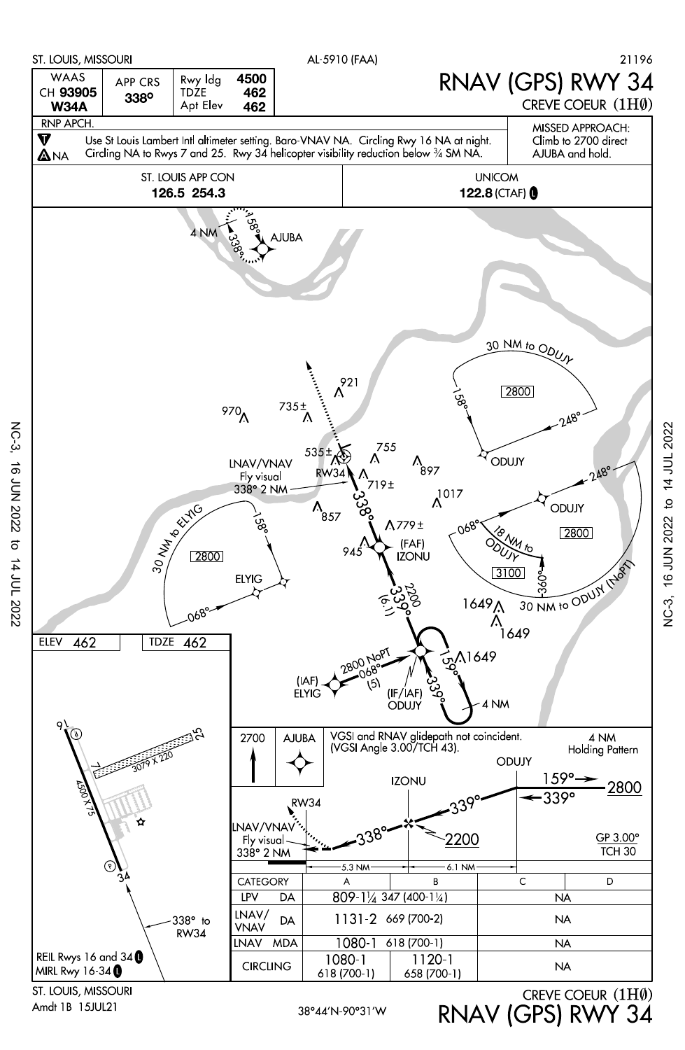ST. LOUIS, MISSOURI — AL-5910 (FAA) — 21196

# RNAV (GPS) RWY 34

CREVE COEUR (1H0)

| WAAS CH 93905 W34A | APP CRS 338° | Rwy ldg 4500 | TDZE 462 | Apt Elev 462 |
|---|---|---|---|---|

RNP APCH.

Use St Louis Lambert Intl altimeter setting. Baro-VNAV NA. Circling Rwy 16 NA at night. Circling NA to Rwys 7 and 25. Rwy 34 helicopter visibility reduction below ¾ SM NA.

A NA

MISSED APPROACH: Climb to 2700 direct AJUBA and hold.

| ST. LOUIS APP CON | UNICOM |
|---|---|
| 126.5 254.3 | 122.8 (CTAF) L |

AJUBA
4 NM
158°
338°

30 NM to ODUJY
158°
2800
248°
ODUJY

921
970
735±
535±
755
897
719±
1017
857
779±
945
1649
1649
1649

LNAV/VNAV
Fly visual
338° 2 NM

RW34
338°

(FAF) IZONU

2200
339°
(6.1)

30 NM to ELYIG
158°
2800
ELYIG
068°

248°
ODUJY
068°
18 NM to ODUJY
2800
3100
360°
30 NM to ODUJY (NoPT)

2800 NoPT
068°
(5)
(IAF) ELYIG
(IF/IAF) ODUJY
159°
339°
4 NM

ELEV 462 — TDZE 462

9
16
25
7
3079 X 220
4500 X 75
34
338° to RW34

REIL Rwys 16 and 34 L
MIRL Rwy 16-34 L

2700 — AJUBA

VGSI and RNAV glidepath not coincident. (VGSI Angle 3.00/TCH 43).

4 NM Holding Pattern

ODUJY
159°
339°
2800

IZONU
339°
RW34
338°
2200

LNAV/VNAV
Fly visual
338° 2 NM

GP 3.00°
TCH 30

5.3 NM
6.1 NM

| CATEGORY | | A | B | C | D |
|---|---|---|---|---|---|
| LPV | DA | 809-1¼ 347 (400-1¼) | | NA | |
| LNAV/ VNAV | DA | 1131-2 669 (700-2) | | NA | |
| LNAV | MDA | 1080-1 618 (700-1) | | NA | |
| CIRCLING | | 1080-1 618 (700-1) | 1120-1 658 (700-1) | NA | |

ST. LOUIS, MISSOURI
Amdt 1B 15JUL21

38°44′N-90°31′W

CREVE COEUR (1H0)

RNAV (GPS) RWY 34

NC-3, 16 JUN 2022 to 14 JUL 2022